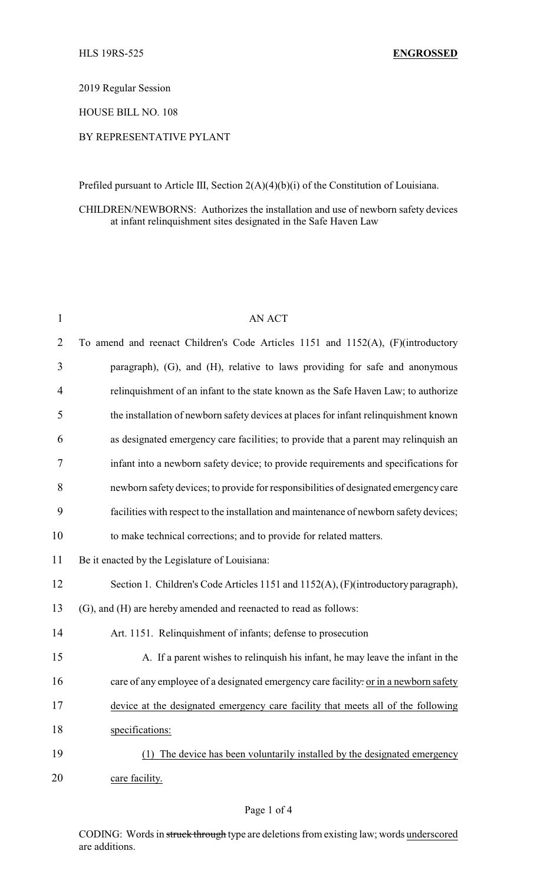HLS 19RS-525 **ENGROSSED**

2019 Regular Session

HOUSE BILL NO. 108

BY REPRESENTATIVE PYLANT

Prefiled pursuant to Article III, Section 2(A)(4)(b)(i) of the Constitution of Louisiana.

CHILDREN/NEWBORNS: Authorizes the installation and use of newborn safety devices at infant relinquishment sites designated in the Safe Haven Law

AN ACT

To amend and reenact Children's Code Articles 1151 and 1152(A), (F)(introductory paragraph), (G), and (H), relative to laws providing for safe and anonymous relinquishment of an infant to the state known as the Safe Haven Law; to authorize the installation of newborn safety devices at places for infant relinquishment known as designated emergency care facilities; to provide that a parent may relinquish an infant into a newborn safety device; to provide requirements and specifications for newborn safety devices; to provide for responsibilities of designated emergency care facilities with respect to the installation and maintenance of newborn safety devices; to make technical corrections; and to provide for related matters.

Be it enacted by the Legislature of Louisiana:

Section 1. Children's Code Articles 1151 and 1152(A), (F)(introductory paragraph), (G), and (H) are hereby amended and reenacted to read as follows:

Art. 1151. Relinquishment of infants; defense to prosecution

A. If a parent wishes to relinquish his infant, he may leave the infant in the care of any employee of a designated emergency care facility~~.~~ <u>or in a newborn safety device at the designated emergency care facility that meets all of the following specifications:</u>

<u>(1) The device has been voluntarily installed by the designated emergency care facility.</u>

CODING: Words in ~~struck through~~ type are deletions from existing law; words <u>underscored</u> are additions.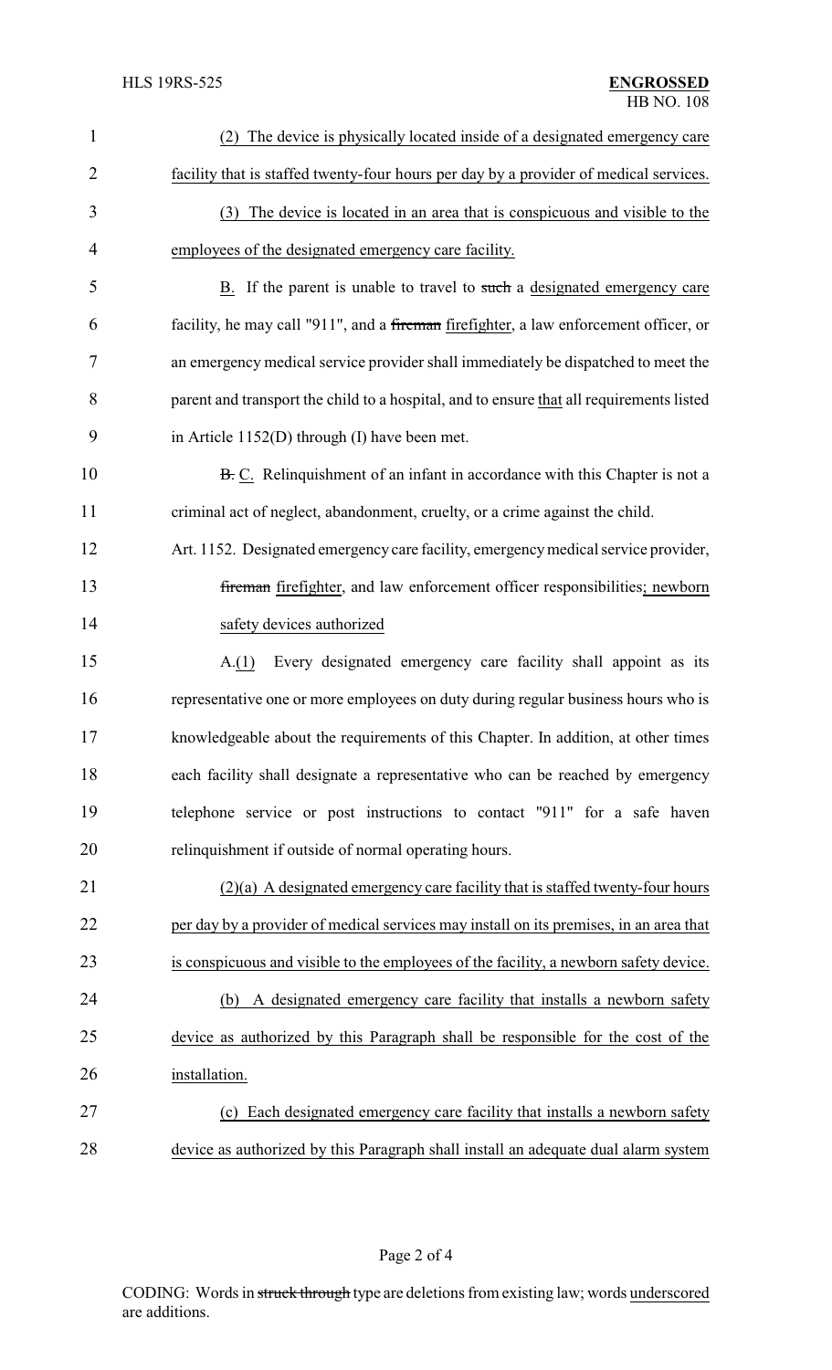(2) The device is physically located inside of a designated emergency care facility that is staffed twenty-four hours per day by a provider of medical services.

(3) The device is located in an area that is conspicuous and visible to the employees of the designated emergency care facility.

B. If the parent is unable to travel to ~~such~~ a designated emergency care facility, he may call "911", and a ~~fireman~~ firefighter, a law enforcement officer, or an emergency medical service provider shall immediately be dispatched to meet the parent and transport the child to a hospital, and to ensure that all requirements listed in Article 1152(D) through (I) have been met.

~~B.~~ C. Relinquishment of an infant in accordance with this Chapter is not a criminal act of neglect, abandonment, cruelty, or a crime against the child.

Art. 1152. Designated emergency care facility, emergency medical service provider, ~~fireman~~ firefighter, and law enforcement officer responsibilities; newborn safety devices authorized

A.(1) Every designated emergency care facility shall appoint as its representative one or more employees on duty during regular business hours who is knowledgeable about the requirements of this Chapter. In addition, at other times each facility shall designate a representative who can be reached by emergency telephone service or post instructions to contact "911" for a safe haven relinquishment if outside of normal operating hours.

(2)(a) A designated emergency care facility that is staffed twenty-four hours per day by a provider of medical services may install on its premises, in an area that is conspicuous and visible to the employees of the facility, a newborn safety device.

(b) A designated emergency care facility that installs a newborn safety device as authorized by this Paragraph shall be responsible for the cost of the installation.

(c) Each designated emergency care facility that installs a newborn safety device as authorized by this Paragraph shall install an adequate dual alarm system

CODING: Words in ~~struck through~~ type are deletions from existing law; words underscored are additions.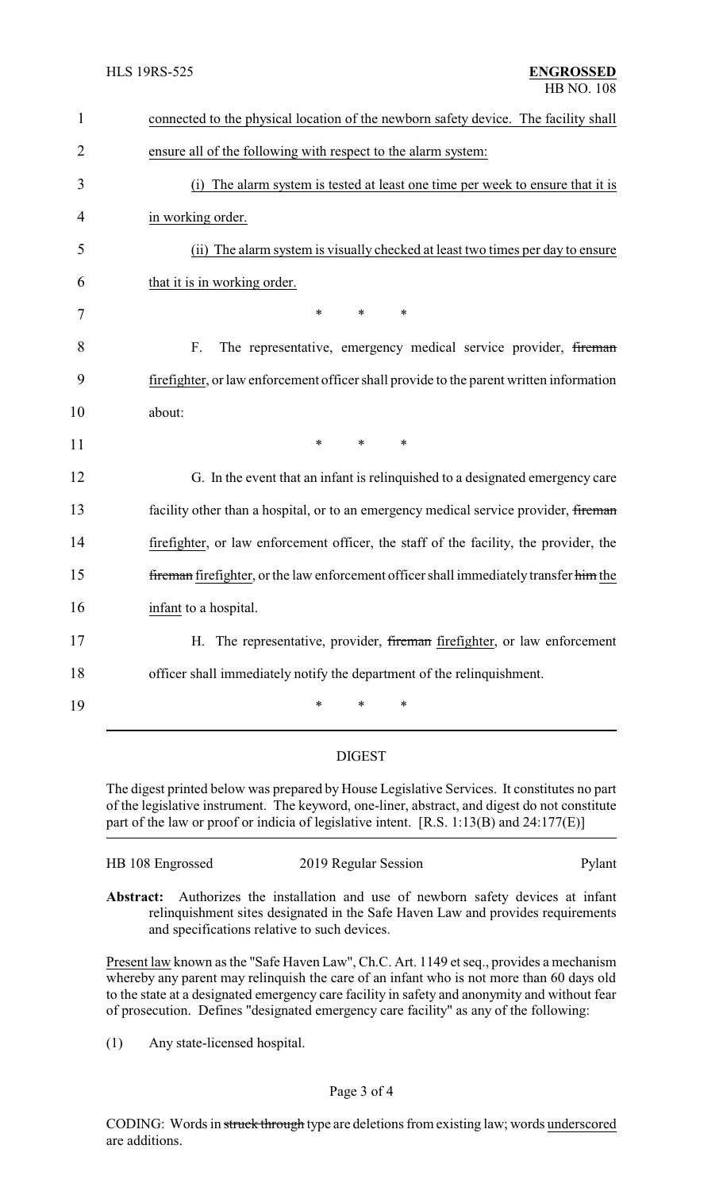connected to the physical location of the newborn safety device. The facility shall ensure all of the following with respect to the alarm system:

(i) The alarm system is tested at least one time per week to ensure that it is in working order.

(ii) The alarm system is visually checked at least two times per day to ensure that it is in working order.

\* \* \*

F. The representative, emergency medical service provider, ~~fireman~~ firefighter, or law enforcement officer shall provide to the parent written information about:

\* \* \*

G. In the event that an infant is relinquished to a designated emergency care facility other than a hospital, or to an emergency medical service provider, ~~fireman~~ firefighter, or law enforcement officer, the staff of the facility, the provider, the ~~fireman~~ firefighter, or the law enforcement officer shall immediately transfer ~~him~~ the infant to a hospital.

H. The representative, provider, ~~fireman~~ firefighter, or law enforcement officer shall immediately notify the department of the relinquishment.

\* \* \*

## DIGEST

The digest printed below was prepared by House Legislative Services. It constitutes no part of the legislative instrument. The keyword, one-liner, abstract, and digest do not constitute part of the law or proof or indicia of legislative intent. [R.S. 1:13(B) and 24:177(E)]

HB 108 Engrossed — 2019 Regular Session — Pylant

**Abstract:** Authorizes the installation and use of newborn safety devices at infant relinquishment sites designated in the Safe Haven Law and provides requirements and specifications relative to such devices.

Present law known as the "Safe Haven Law", Ch.C. Art. 1149 et seq., provides a mechanism whereby any parent may relinquish the care of an infant who is not more than 60 days old to the state at a designated emergency care facility in safety and anonymity and without fear of prosecution. Defines "designated emergency care facility" as any of the following:

(1) Any state-licensed hospital.

CODING: Words in ~~struck through~~ type are deletions from existing law; words underscored are additions.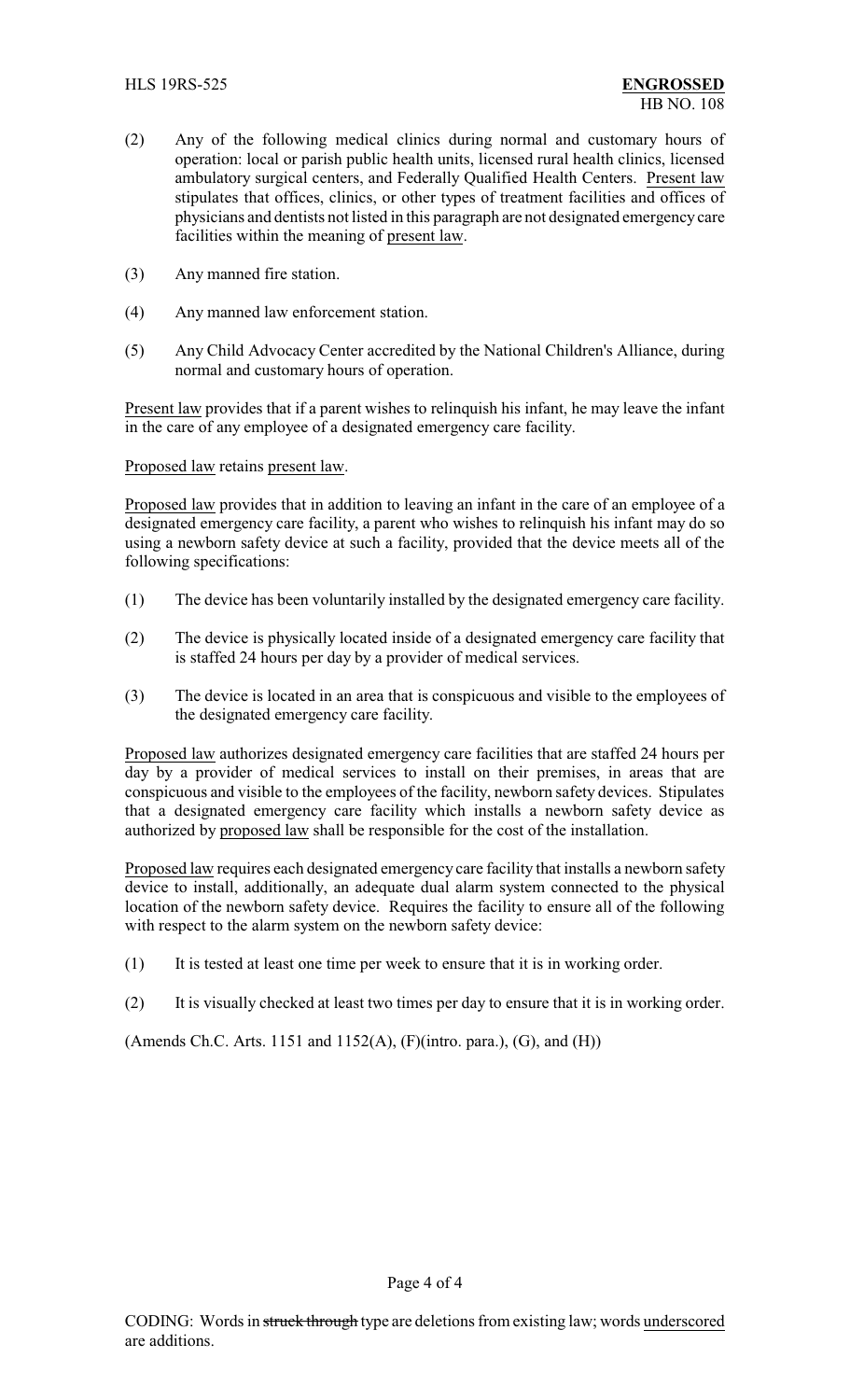(2) Any of the following medical clinics during normal and customary hours of operation: local or parish public health units, licensed rural health clinics, licensed ambulatory surgical centers, and Federally Qualified Health Centers. Present law stipulates that offices, clinics, or other types of treatment facilities and offices of physicians and dentists not listed in this paragraph are not designated emergency care facilities within the meaning of present law.

(3) Any manned fire station.

(4) Any manned law enforcement station.

(5) Any Child Advocacy Center accredited by the National Children's Alliance, during normal and customary hours of operation.

Present law provides that if a parent wishes to relinquish his infant, he may leave the infant in the care of any employee of a designated emergency care facility.

Proposed law retains present law.

Proposed law provides that in addition to leaving an infant in the care of an employee of a designated emergency care facility, a parent who wishes to relinquish his infant may do so using a newborn safety device at such a facility, provided that the device meets all of the following specifications:

(1) The device has been voluntarily installed by the designated emergency care facility.

(2) The device is physically located inside of a designated emergency care facility that is staffed 24 hours per day by a provider of medical services.

(3) The device is located in an area that is conspicuous and visible to the employees of the designated emergency care facility.

Proposed law authorizes designated emergency care facilities that are staffed 24 hours per day by a provider of medical services to install on their premises, in areas that are conspicuous and visible to the employees of the facility, newborn safety devices. Stipulates that a designated emergency care facility which installs a newborn safety device as authorized by proposed law shall be responsible for the cost of the installation.

Proposed law requires each designated emergency care facility that installs a newborn safety device to install, additionally, an adequate dual alarm system connected to the physical location of the newborn safety device. Requires the facility to ensure all of the following with respect to the alarm system on the newborn safety device:

(1) It is tested at least one time per week to ensure that it is in working order.

(2) It is visually checked at least two times per day to ensure that it is in working order.

(Amends Ch.C. Arts. 1151 and 1152(A), (F)(intro. para.), (G), and (H))